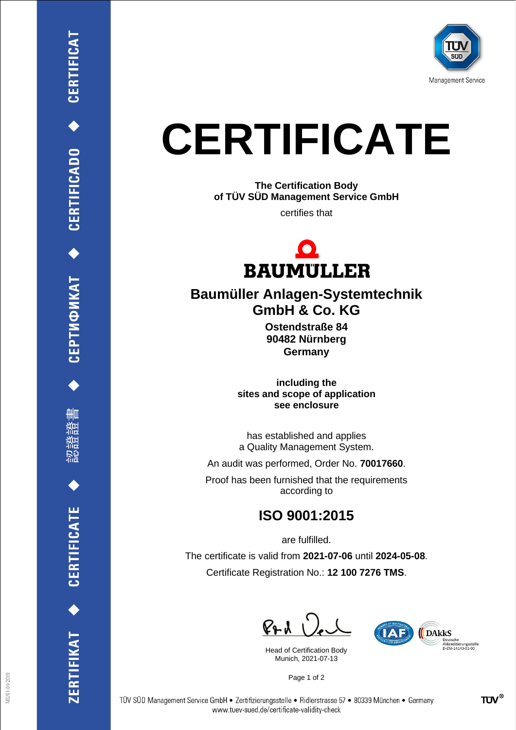TÜV SÜD

Management Service

# CERTIFICATE

**The Certification Body**
**of TÜV SÜD Management Service GmbH**

certifies that

BAUMÜLLER

## Baumüller Anlagen-Systemtechnik GmbH & Co. KG

**Ostendstraße 84**
**90482 Nürnberg**
**Germany**

**including the**
**sites and scope of application**
**see enclosure**

has established and applies
a Quality Management System.

An audit was performed, Order No. **70017660**.

Proof has been furnished that the requirements
according to

## ISO 9001:2015

are fulfilled.

The certificate is valid from **2021-07-06** until **2024-05-08**.

Certificate Registration No.: **12 100 7276 TMS**.

Head of Certification Body
Munich, 2021-07-13

DAkkS
Deutsche
Akkreditierungsstelle
D-ZM-14143-01-00

TÜV SÜD Management Service GmbH • Zertifizierungsstelle • Ridlerstrasse 57 • 80339 München • Germany
www.tuev-sued.de/certificate-validity-check

ZERTIFIKAT ◆ CERTIFICATE ◆ 認證證書 ◆ СЕРТИФИКАТ ◆ CERTIFICADO ◆ CERTIFICAT

MS/01-01/2019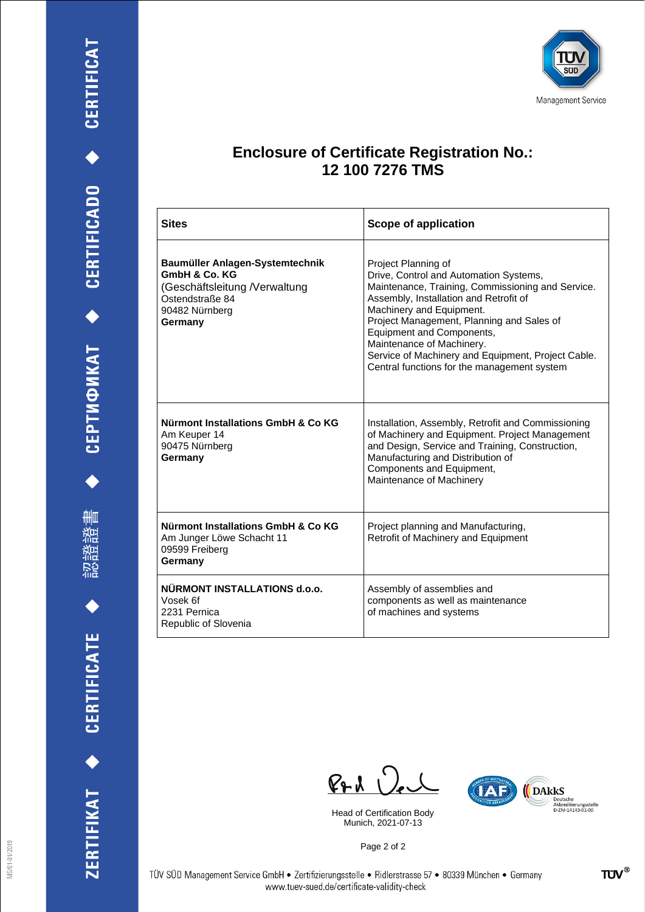Management Service

# Enclosure of Certificate Registration No.: 12 100 7276 TMS

| Sites | Scope of application |
|---|---|
| **Baumüller Anlagen-Systemtechnik GmbH & Co. KG**<br>(Geschäftsleitung /Verwaltung<br>Ostendstraße 84<br>90482 Nürnberg<br>**Germany** | Project Planning of<br>Drive, Control and Automation Systems,<br>Maintenance, Training, Commissioning and Service.<br>Assembly, Installation and Retrofit of<br>Machinery and Equipment.<br>Project Management, Planning and Sales of<br>Equipment and Components,<br>Maintenance of Machinery.<br>Service of Machinery and Equipment, Project Cable.<br>Central functions for the management system |
| **Nürmont Installations GmbH & Co KG**<br>Am Keuper 14<br>90475 Nürnberg<br>**Germany** | Installation, Assembly, Retrofit and Commissioning of Machinery and Equipment. Project Management and Design, Service and Training, Construction, Manufacturing and Distribution of Components and Equipment,<br>Maintenance of Machinery |
| **Nürmont Installations GmbH & Co KG**<br>Am Junger Löwe Schacht 11<br>09599 Freiberg<br>**Germany** | Project planning and Manufacturing,<br>Retrofit of Machinery and Equipment |
| **NÜRMONT INSTALLATIONS d.o.o.**<br>Vosek 6f<br>2231 Pernica<br>Republic of Slovenia | Assembly of assemblies and components as well as maintenance of machines and systems |

Head of Certification Body
Munich, 2021-07-13

DAkkS Deutsche Akkreditierungsstelle D-ZM-14143-01-00

TÜV SÜD Management Service GmbH • Zertifizierungsstelle • Ridlerstrasse 57 • 80339 München • Germany
www.tuev-sued.de/certificate-validity-check